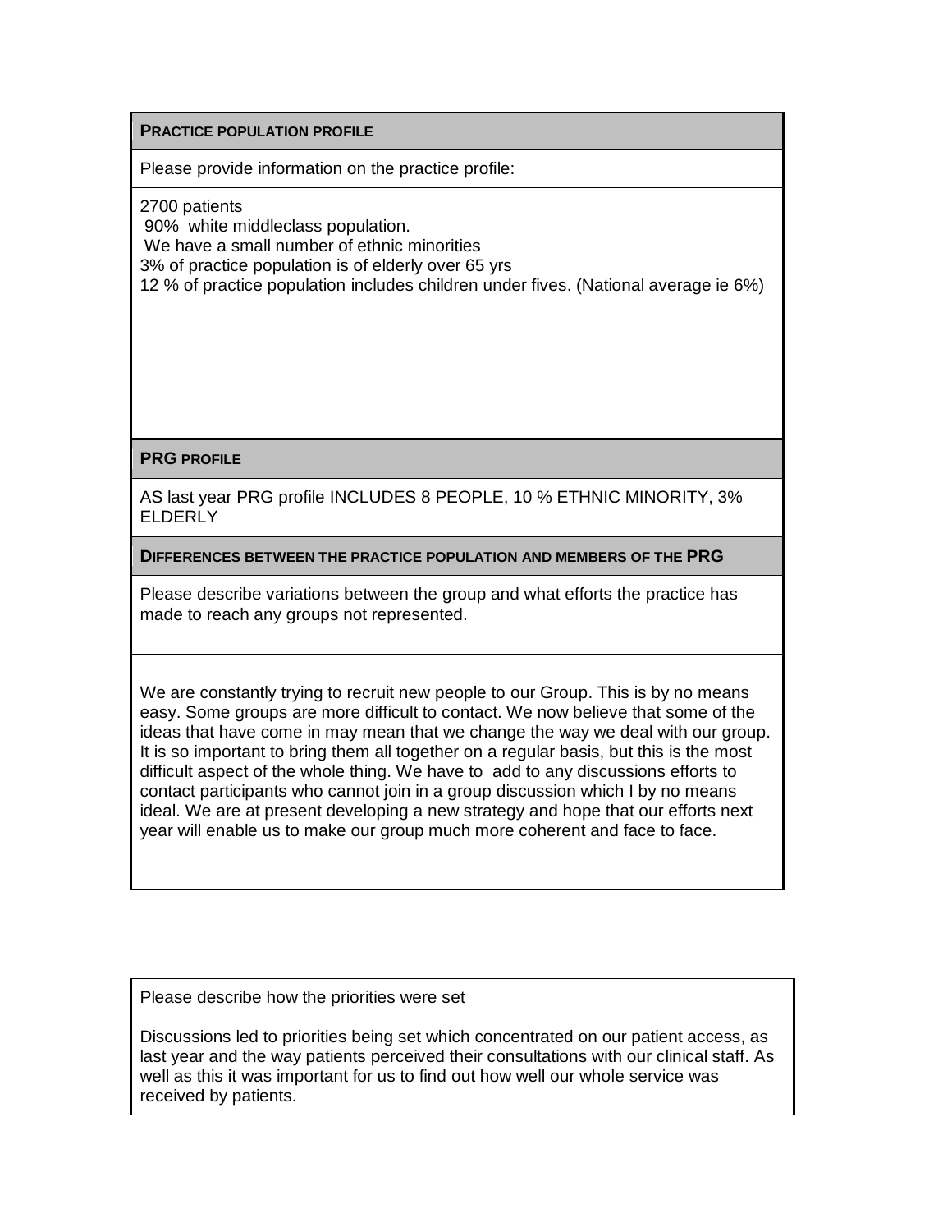## PRACTICE POPULATION PROFILE

Please provide information on the practice profile:

2700 patients
90% white middleclass population.
We have a small number of ethnic minorities
3% of practice population is of elderly over 65 yrs
12 % of practice population includes children under fives. (National average ie 6%)

## PRG PROFILE

AS last year PRG profile INCLUDES 8 PEOPLE, 10 % ETHNIC MINORITY, 3% ELDERLY

## DIFFERENCES BETWEEN THE PRACTICE POPULATION AND MEMBERS OF THE PRG

Please describe variations between the group and what efforts the practice has made to reach any groups not represented.

We are constantly trying to recruit new people to our Group. This is by no means easy. Some groups are more difficult to contact. We now believe that some of the ideas that have come in may mean that we change the way we deal with our group. It is so important to bring them all together on a regular basis, but this is the most difficult aspect of the whole thing. We have to add to any discussions efforts to contact participants who cannot join in a group discussion which I by no means ideal. We are at present developing a new strategy and hope that our efforts next year will enable us to make our group much more coherent and face to face.

Please describe how the priorities were set

Discussions led to priorities being set which concentrated on our patient access, as last year and the way patients perceived their consultations with our clinical staff. As well as this it was important for us to find out how well our whole service was received by patients.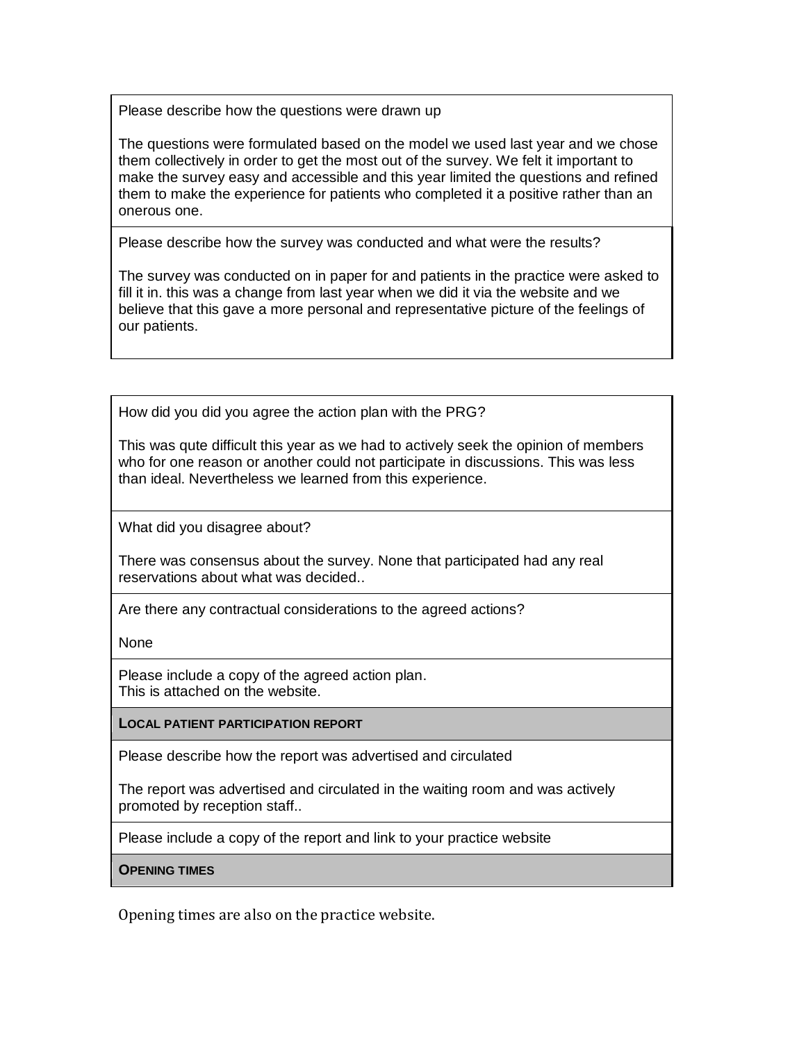Please describe how the questions were drawn up

The questions were formulated based on the model we used last year and we chose them collectively in order to get the most out of the survey. We felt it important to make the survey easy and accessible and this year limited the questions and refined them to make the experience for patients who completed it a positive rather than an onerous one.

Please describe how the survey was conducted and what were the results?

The survey was conducted on in paper for and patients in the practice were asked to fill it in. this was a change from last year when we did it via the website and we believe that this gave a more personal and representative picture of the feelings of our patients.

How did you did you agree the action plan with the PRG?

This was qute difficult this year as we had to actively seek the opinion of members who for one reason or another could not participate in discussions. This was less than ideal. Nevertheless we learned from this experience.

What did you disagree about?

There was consensus about the survey. None that participated had any real reservations about what was decided..

Are there any contractual considerations to the agreed actions?

None

Please include a copy of the agreed action plan.
This is attached on the website.

**LOCAL PATIENT PARTICIPATION REPORT**

Please describe how the report was advertised and circulated

The report was advertised and circulated in the waiting room and was actively promoted by reception staff..

Please include a copy of the report and link to your practice website

**OPENING TIMES**

Opening times are also on the practice website.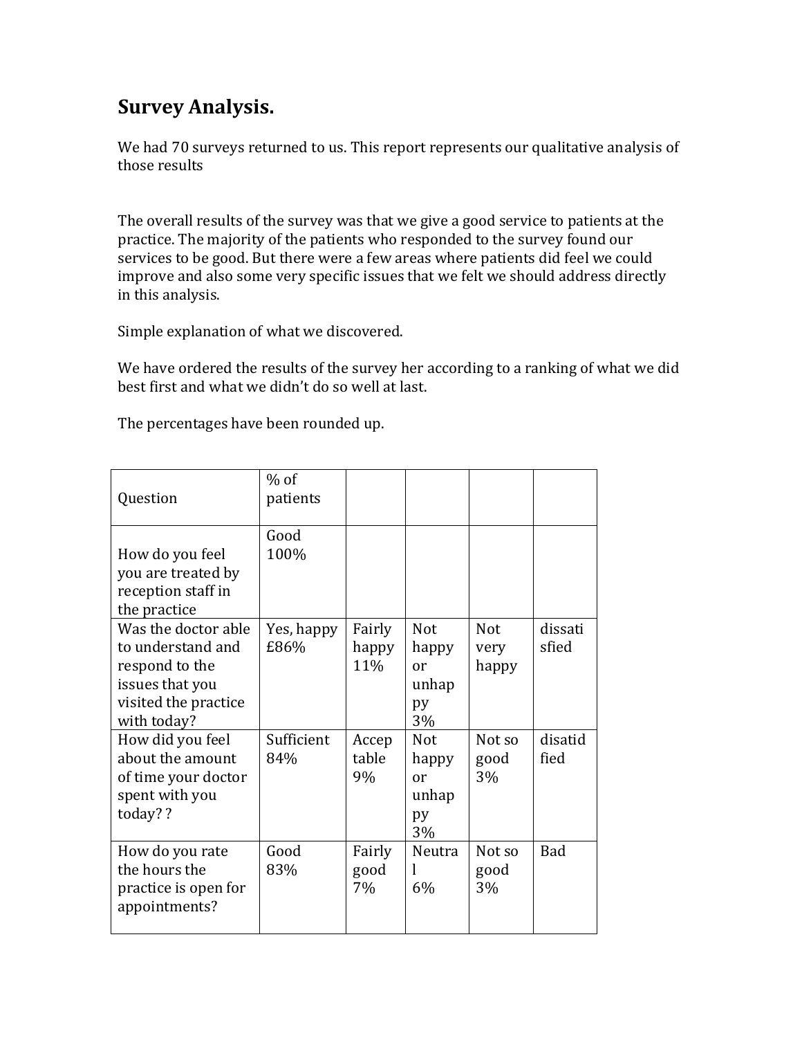## Survey Analysis.

We had 70 surveys returned to us. This report represents our qualitative analysis of those results

The overall results of the survey was that we give a good service to patients at the practice. The majority of the patients who responded to the survey found our services to be good. But there were a few areas where patients did feel we could improve and also some very specific issues that we felt we should address directly in this analysis.

Simple explanation of what we discovered.

We have ordered the results of the survey her according to a ranking of what we did best first and what we didn't do so well at last.

The percentages have been rounded up.

| Question | % of patients | | | | |
|---|---|---|---|---|---|
| How do you feel you are treated by reception staff in the practice | Good 100% | | | | |
| Was the doctor able to understand and respond to the issues that you visited the practice with today? | Yes, happy £86% | Fairly happy 11% | Not happy or unhappy 3% | Not very happy | dissatisfied |
| How did you feel about the amount of time your doctor spent with you today? ? | Sufficient 84% | Acceptable 9% | Not happy or unhappy 3% | Not so good 3% | disatidfied |
| How do you rate the hours the practice is open for appointments? | Good 83% | Fairly good 7% | Neutral 6% | Not so good 3% | Bad |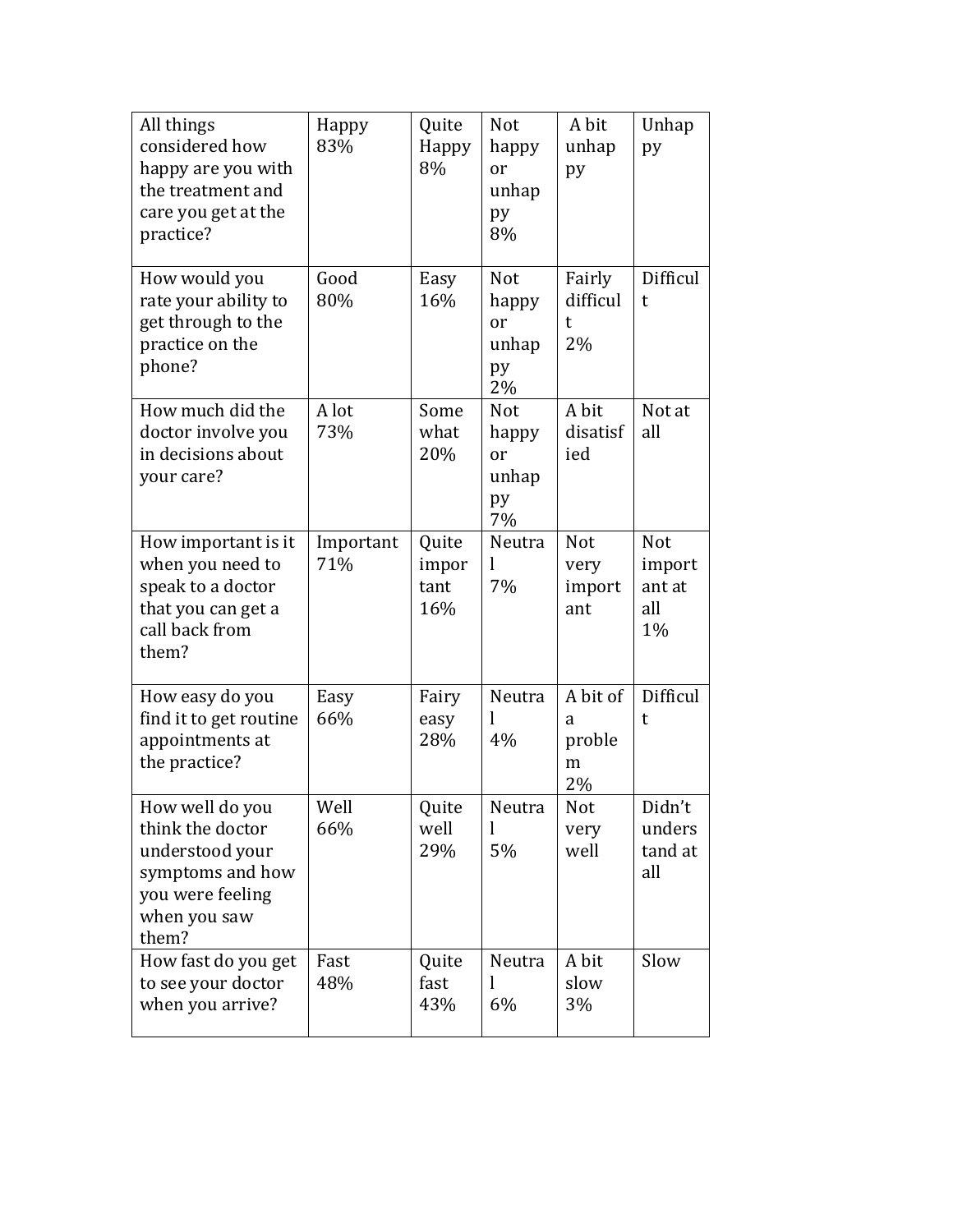| | | | | | |
|---|---|---|---|---|---|
| All things considered how happy are you with the treatment and care you get at the practice? | Happy 83% | Quite Happy 8% | Not happy or unhappy 8% | A bit unhappy | Unhappy |
| How would you rate your ability to get through to the practice on the phone? | Good 80% | Easy 16% | Not happy or unhappy 2% | Fairly difficult 2% | Difficult |
| How much did the doctor involve you in decisions about your care? | A lot 73% | Some what 20% | Not happy or unhappy 7% | A bit disatisfied | Not at all |
| How important is it when you need to speak to a doctor that you can get a call back from them? | Important 71% | Quite important 16% | Neutral 7% | Not very important | Not important at all 1% |
| How easy do you find it to get routine appointments at the practice? | Easy 66% | Fairy easy 28% | Neutral 4% | A bit of a problem 2% | Difficult |
| How well do you think the doctor understood your symptoms and how you were feeling when you saw them? | Well 66% | Quite well 29% | Neutral 5% | Not very well | Didn't understand at all |
| How fast do you get to see your doctor when you arrive? | Fast 48% | Quite fast 43% | Neutral 6% | A bit slow 3% | Slow |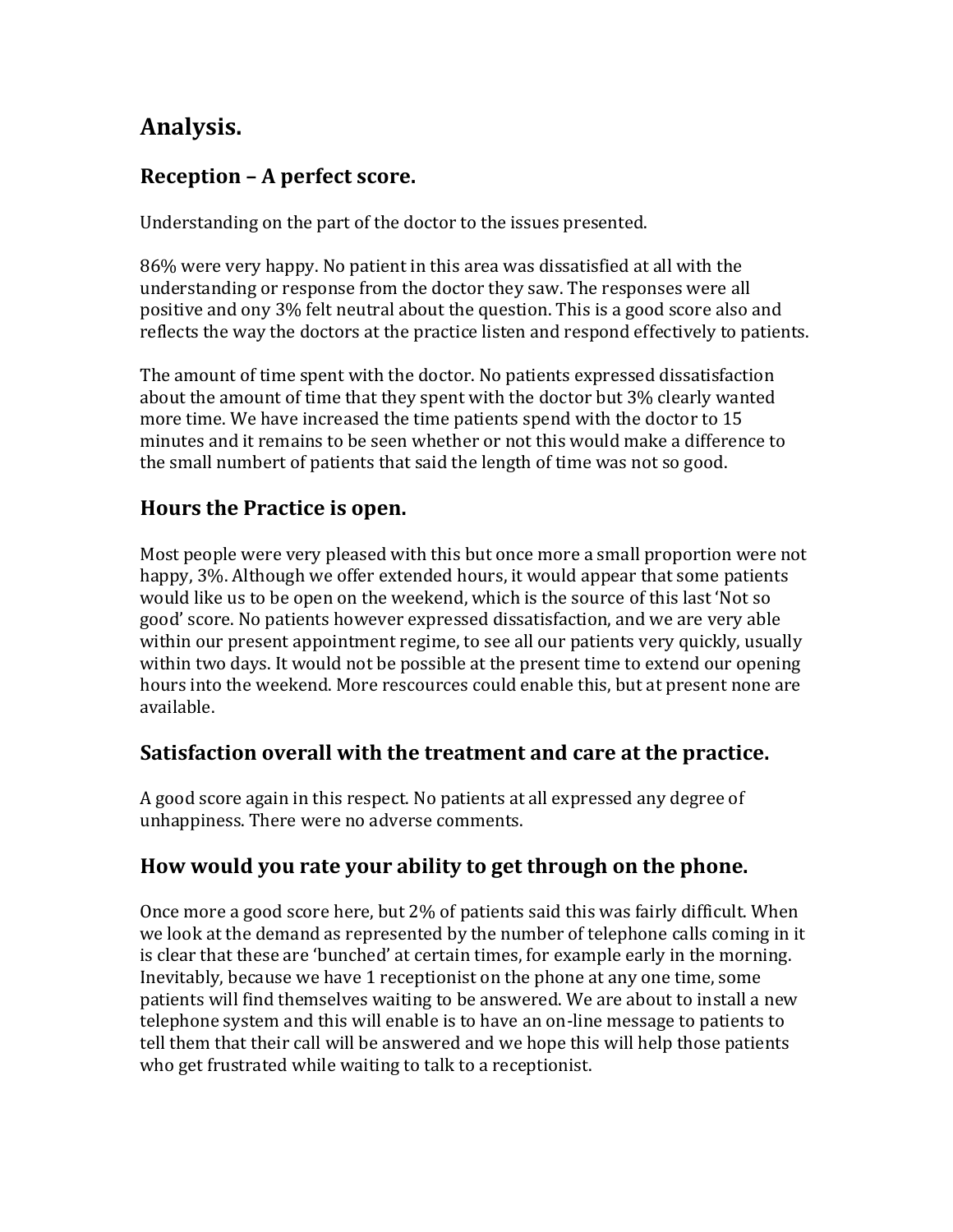# Analysis.

## Reception – A perfect score.

Understanding on the part of the doctor to the issues presented.

86% were very happy. No patient in this area was dissatisfied at all with the understanding or response from the doctor they saw. The responses were all positive and ony 3% felt neutral about the question. This is a good score also and reflects the way the doctors at the practice listen and respond effectively to patients.

The amount of time spent with the doctor. No patients expressed dissatisfaction about the amount of time that they spent with the doctor but 3% clearly wanted more time. We have increased the time patients spend with the doctor to 15 minutes and it remains to be seen whether or not this would make a difference to the small numbert of patients that said the length of time was not so good.

## Hours the Practice is open.

Most people were very pleased with this but once more a small proportion were not happy, 3%. Although we offer extended hours, it would appear that some patients would like us to be open on the weekend, which is the source of this last 'Not so good' score. No patients however expressed dissatisfaction, and we are very able within our present appointment regime, to see all our patients very quickly, usually within two days. It would not be possible at the present time to extend our opening hours into the weekend. More rescources could enable this, but at present none are available.

## Satisfaction overall with the treatment and care at the practice.

A good score again in this respect. No patients at all expressed any degree of unhappiness. There were no adverse comments.

## How would you rate your ability to get through on the phone.

Once more a good score here, but 2% of patients said this was fairly difficult. When we look at the demand as represented by the number of telephone calls coming in it is clear that these are 'bunched' at certain times, for example early in the morning. Inevitably, because we have 1 receptionist on the phone at any one time, some patients will find themselves waiting to be answered. We are about to install a new telephone system and this will enable is to have an on-line message to patients to tell them that their call will be answered and we hope this will help those patients who get frustrated while waiting to talk to a receptionist.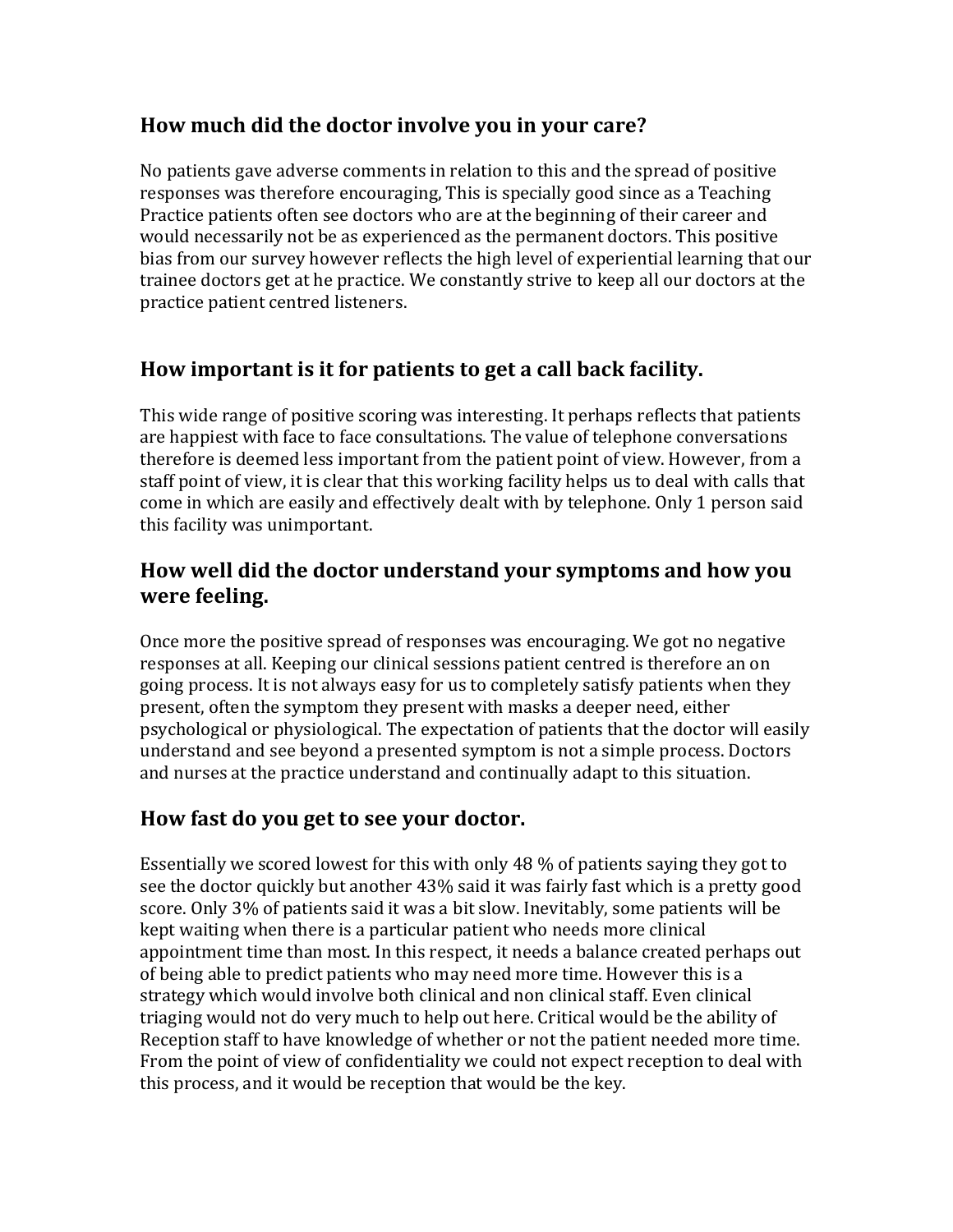## How much did the doctor involve you in your care?

No patients gave adverse comments in relation to this and the spread of positive responses was therefore encouraging, This is specially good since as a Teaching Practice patients often see doctors who are at the beginning of their career and would necessarily not be as experienced as the permanent doctors. This positive bias from our survey however reflects the high level of experiential learning that our trainee doctors get at he practice. We constantly strive to keep all our doctors at the practice patient centred listeners.

## How important is it for patients to get a call back facility.

This wide range of positive scoring was interesting. It perhaps reflects that patients are happiest with face to face consultations. The value of telephone conversations therefore is deemed less important from the patient point of view. However, from a staff point of view, it is clear that this working facility helps us to deal with calls that come in which are easily and effectively dealt with by telephone. Only 1 person said this facility was unimportant.

## How well did the doctor understand your symptoms and how you were feeling.

Once more the positive spread of responses was encouraging. We got no negative responses at all. Keeping our clinical sessions patient centred is therefore an on going process. It is not always easy for us to completely satisfy patients when they present, often the symptom they present with masks a deeper need, either psychological or physiological. The expectation of patients that the doctor will easily understand and see beyond a presented symptom is not a simple process. Doctors and nurses at the practice understand and continually adapt to this situation.

## How fast do you get to see your doctor.

Essentially we scored lowest for this with only 48 % of patients saying they got to see the doctor quickly but another 43% said it was fairly fast which is a pretty good score. Only 3% of patients said it was a bit slow. Inevitably, some patients will be kept waiting when there is a particular patient who needs more clinical appointment time than most. In this respect, it needs a balance created perhaps out of being able to predict patients who may need more time. However this is a strategy which would involve both clinical and non clinical staff. Even clinical triaging would not do very much to help out here. Critical would be the ability of Reception staff to have knowledge of whether or not the patient needed more time. From the point of view of confidentiality we could not expect reception to deal with this process, and it would be reception that would be the key.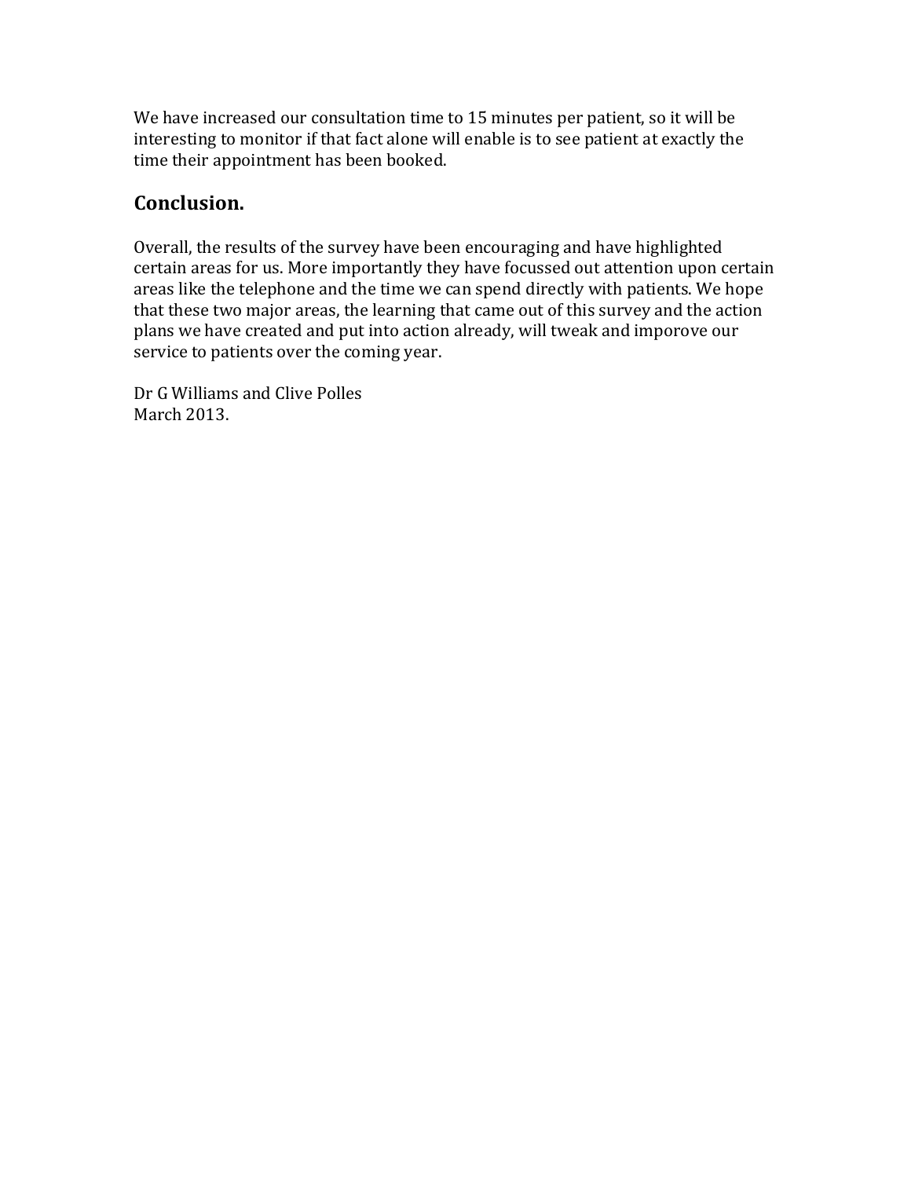We have increased our consultation time to 15 minutes per patient, so it will be interesting to monitor if that fact alone will enable is to see patient at exactly the time their appointment has been booked.

## Conclusion.

Overall, the results of the survey have been encouraging and have highlighted certain areas for us. More importantly they have focussed out attention upon certain areas like the telephone and the time we can spend directly with patients. We hope that these two major areas, the learning that came out of this survey and the action plans we have created and put into action already, will tweak and imporove our service to patients over the coming year.

Dr G Williams and Clive Polles
March 2013.